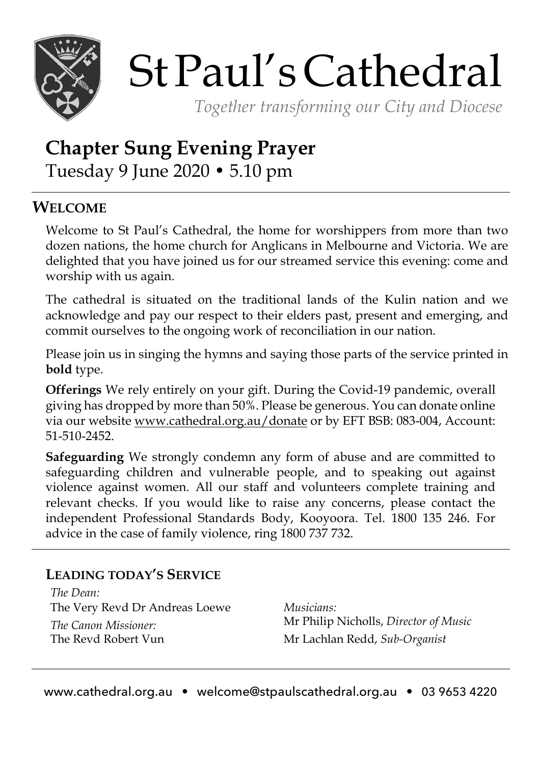# St Paul's Cathedral

*Together transforming our City and Diocese*

## Chapter Sung Evening Prayer

Tuesday 9 June 2020 • 5.10 pm

### WELCOME

Welcome to St Paul's Cathedral, the home for worshippers from more than two dozen nations, the home church for Anglicans in Melbourne and Victoria. We are delighted that you have joined us for our streamed service this evening: come and worship with us again.

The cathedral is situated on the traditional lands of the Kulin nation and we acknowledge and pay our respect to their elders past, present and emerging, and commit ourselves to the ongoing work of reconciliation in our nation.

Please join us in singing the hymns and saying those parts of the service printed in **bold** type.

**Offerings** We rely entirely on your gift. During the Covid-19 pandemic, overall giving has dropped by more than 50%. Please be generous. You can donate online via our website www.cathedral.org.au/donate or by EFT BSB: 083-004, Account: 51-510-2452.

**Safeguarding** We strongly condemn any form of abuse and are committed to safeguarding children and vulnerable people, and to speaking out against violence against women. All our staff and volunteers complete training and relevant checks. If you would like to raise any concerns, please contact the independent Professional Standards Body, Kooyoora. Tel. 1800 135 246. For advice in the case of family violence, ring 1800 737 732.

### LEADING TODAY'S SERVICE

*The Dean:*
The Very Revd Dr Andreas Loewe

*The Canon Missioner:*
The Revd Robert Vun

*Musicians:*
Mr Philip Nicholls, *Director of Music*
Mr Lachlan Redd, *Sub-Organist*

www.cathedral.org.au • welcome@stpaulscathedral.org.au • 03 9653 4220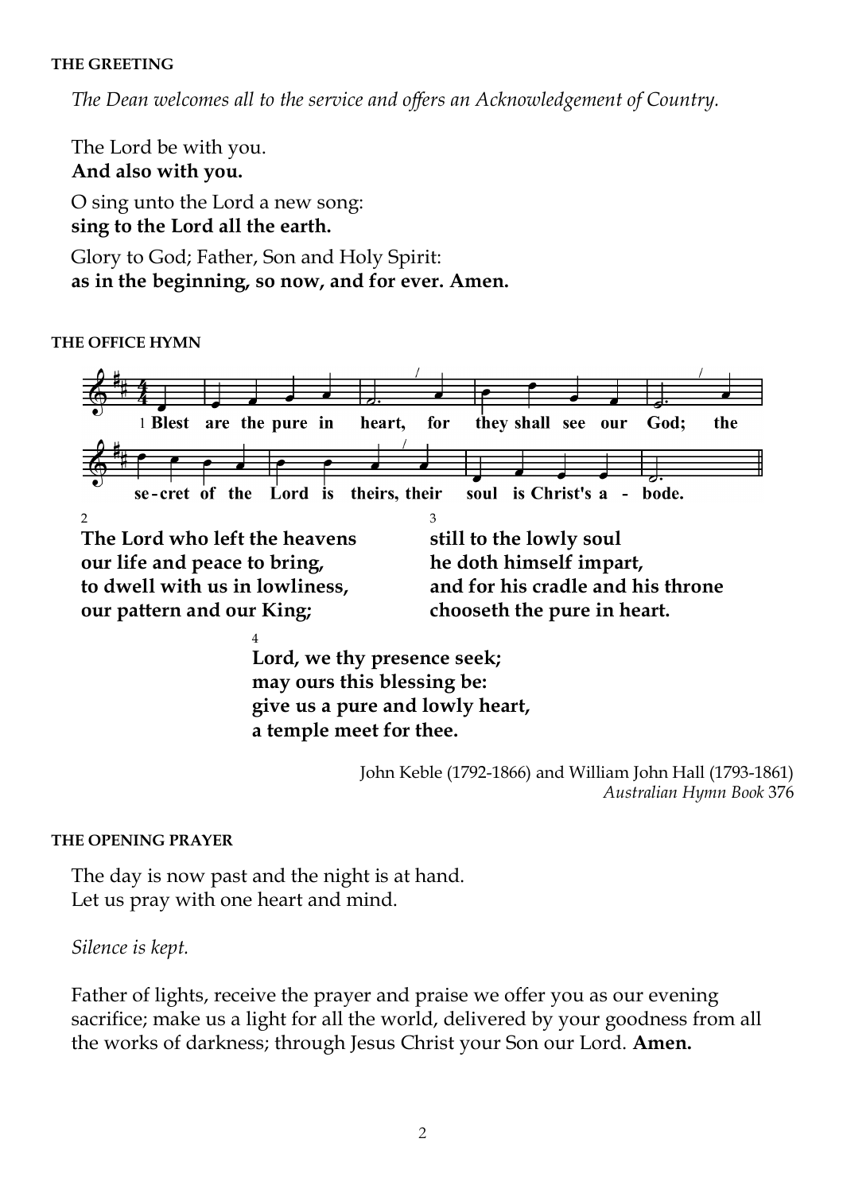**THE GREETING**

*The Dean welcomes all to the service and offers an Acknowledgement of Country.*

The Lord be with you.
**And also with you.**

O sing unto the Lord a new song:
**sing to the Lord all the earth.**

Glory to God; Father, Son and Holy Spirit:
**as in the beginning, so now, and for ever. Amen.**

**THE OFFICE HYMN**

1 **Blest are the pure in heart, for they shall see our God; the se-cret of the Lord is theirs, their soul is Christ's a - bode.**

2
**The Lord who left the heavens**
**our life and peace to bring,**
**to dwell with us in lowliness,**
**our pattern and our King;**

3
**still to the lowly soul**
**he doth himself impart,**
**and for his cradle and his throne**
**chooseth the pure in heart.**

4
**Lord, we thy presence seek;**
**may ours this blessing be:**
**give us a pure and lowly heart,**
**a temple meet for thee.**

John Keble (1792-1866) and William John Hall (1793-1861)
*Australian Hymn Book* 376

**THE OPENING PRAYER**

The day is now past and the night is at hand.
Let us pray with one heart and mind.

*Silence is kept.*

Father of lights, receive the prayer and praise we offer you as our evening sacrifice; make us a light for all the world, delivered by your goodness from all the works of darkness; through Jesus Christ your Son our Lord. **Amen.**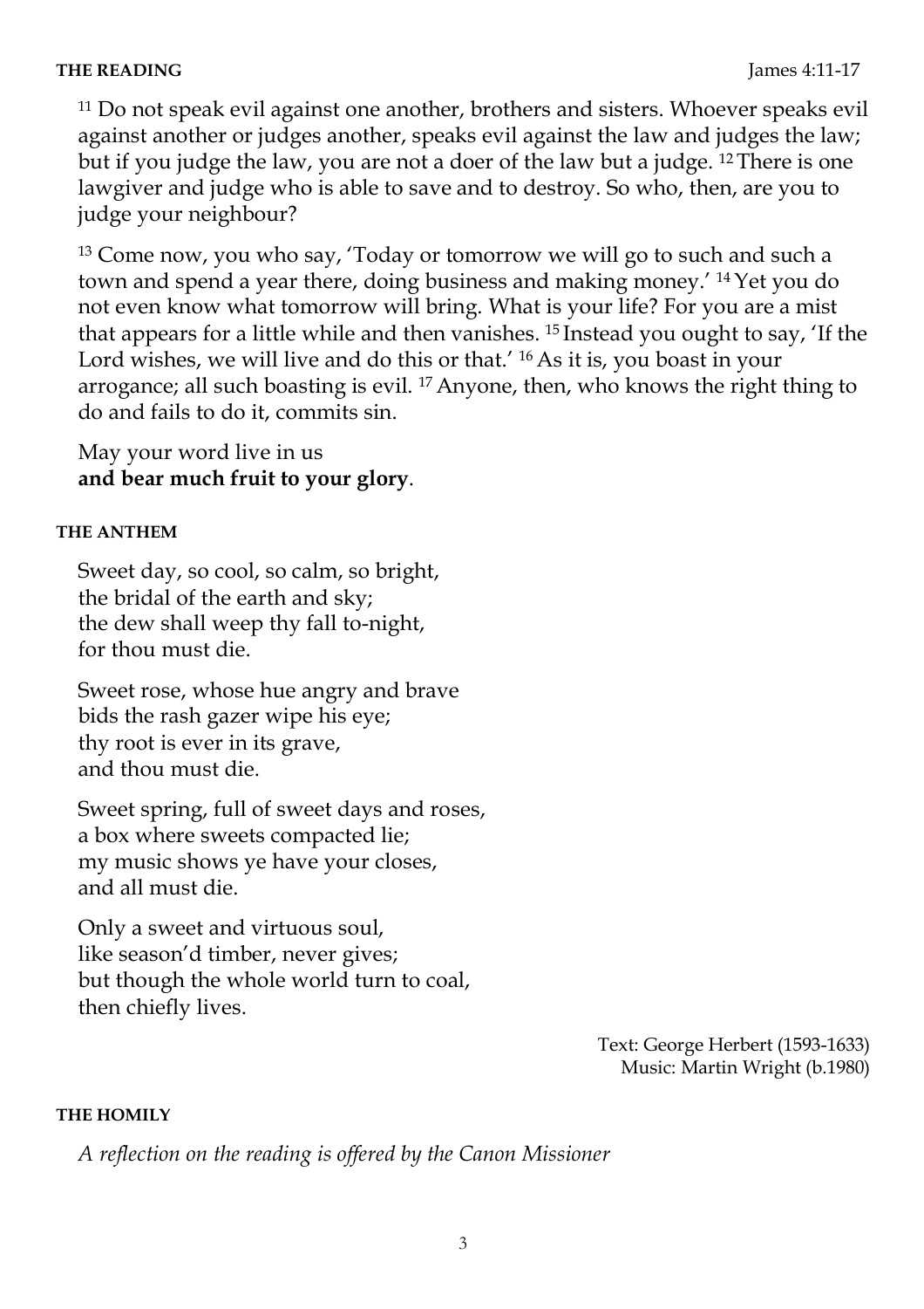**THE READING** James 4:11-17

[11] Do not speak evil against one another, brothers and sisters. Whoever speaks evil against another or judges another, speaks evil against the law and judges the law; but if you judge the law, you are not a doer of the law but a judge. [12] There is one lawgiver and judge who is able to save and to destroy. So who, then, are you to judge your neighbour?

[13] Come now, you who say, 'Today or tomorrow we will go to such and such a town and spend a year there, doing business and making money.' [14] Yet you do not even know what tomorrow will bring. What is your life? For you are a mist that appears for a little while and then vanishes. [15] Instead you ought to say, 'If the Lord wishes, we will live and do this or that.' [16] As it is, you boast in your arrogance; all such boasting is evil. [17] Anyone, then, who knows the right thing to do and fails to do it, commits sin.

May your word live in us
**and bear much fruit to your glory**.

**THE ANTHEM**

Sweet day, so cool, so calm, so bright,
the bridal of the earth and sky;
the dew shall weep thy fall to-night,
for thou must die.

Sweet rose, whose hue angry and brave
bids the rash gazer wipe his eye;
thy root is ever in its grave,
and thou must die.

Sweet spring, full of sweet days and roses,
a box where sweets compacted lie;
my music shows ye have your closes,
and all must die.

Only a sweet and virtuous soul,
like season'd timber, never gives;
but though the whole world turn to coal,
then chiefly lives.

Text: George Herbert (1593-1633)
Music: Martin Wright (b.1980)

**THE HOMILY**

*A reflection on the reading is offered by the Canon Missioner*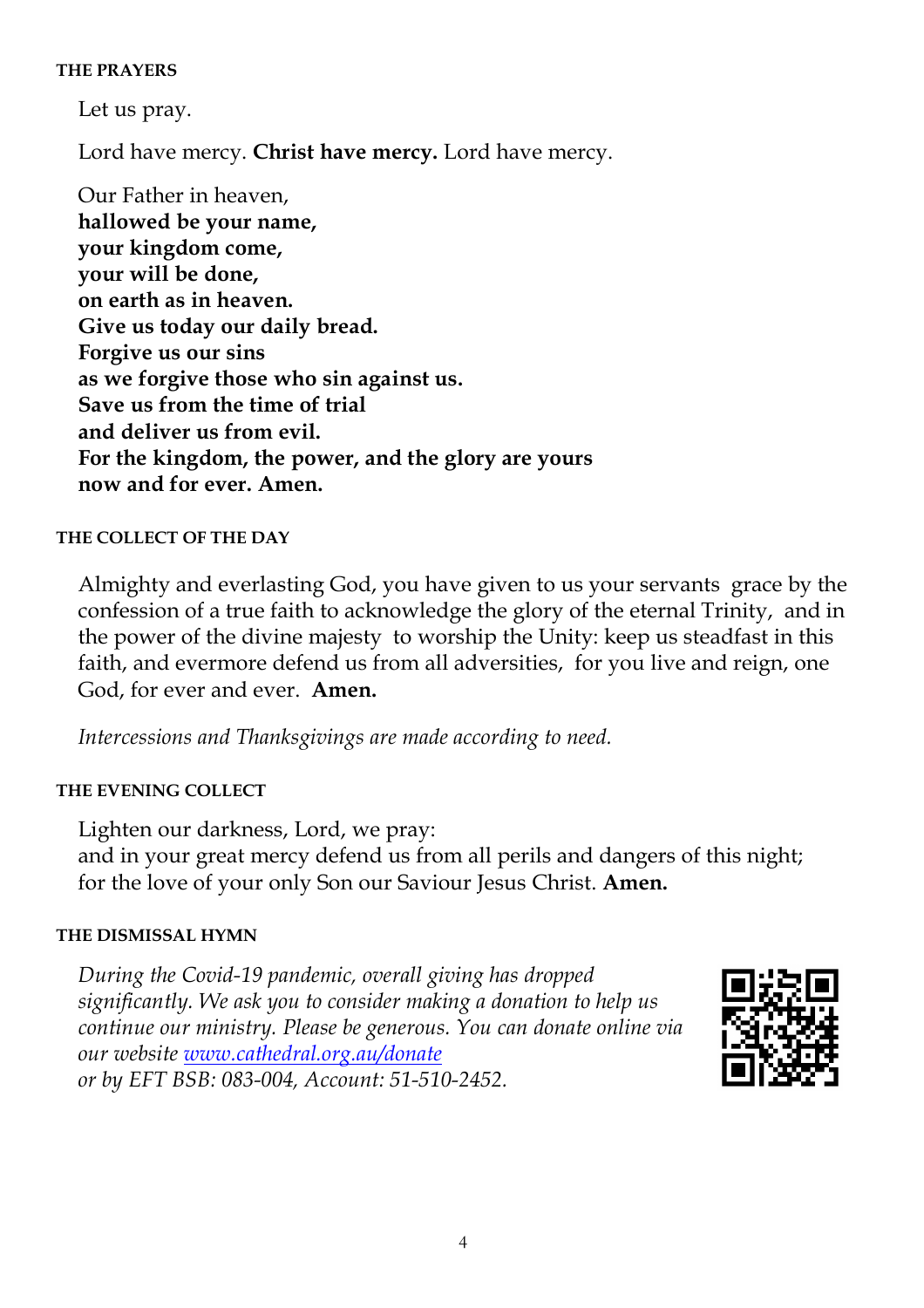**THE PRAYERS**

Let us pray.

Lord have mercy. **Christ have mercy.** Lord have mercy.

Our Father in heaven,
**hallowed be your name,**
**your kingdom come,**
**your will be done,**
**on earth as in heaven.**
**Give us today our daily bread.**
**Forgive us our sins**
**as we forgive those who sin against us.**
**Save us from the time of trial**
**and deliver us from evil.**
**For the kingdom, the power, and the glory are yours**
**now and for ever. Amen.**

**THE COLLECT OF THE DAY**

Almighty and everlasting God, you have given to us your servants grace by the confession of a true faith to acknowledge the glory of the eternal Trinity, and in the power of the divine majesty to worship the Unity: keep us steadfast in this faith, and evermore defend us from all adversities, for you live and reign, one God, for ever and ever. **Amen.**

*Intercessions and Thanksgivings are made according to need.*

**THE EVENING COLLECT**

Lighten our darkness, Lord, we pray:
and in your great mercy defend us from all perils and dangers of this night;
for the love of your only Son our Saviour Jesus Christ. **Amen.**

**THE DISMISSAL HYMN**

*During the Covid-19 pandemic, overall giving has dropped significantly. We ask you to consider making a donation to help us continue our ministry. Please be generous. You can donate online via our website [www.cathedral.org.au/donate](http://www.cathedral.org.au/donate)*
*or by EFT BSB: 083-004, Account: 51-510-2452.*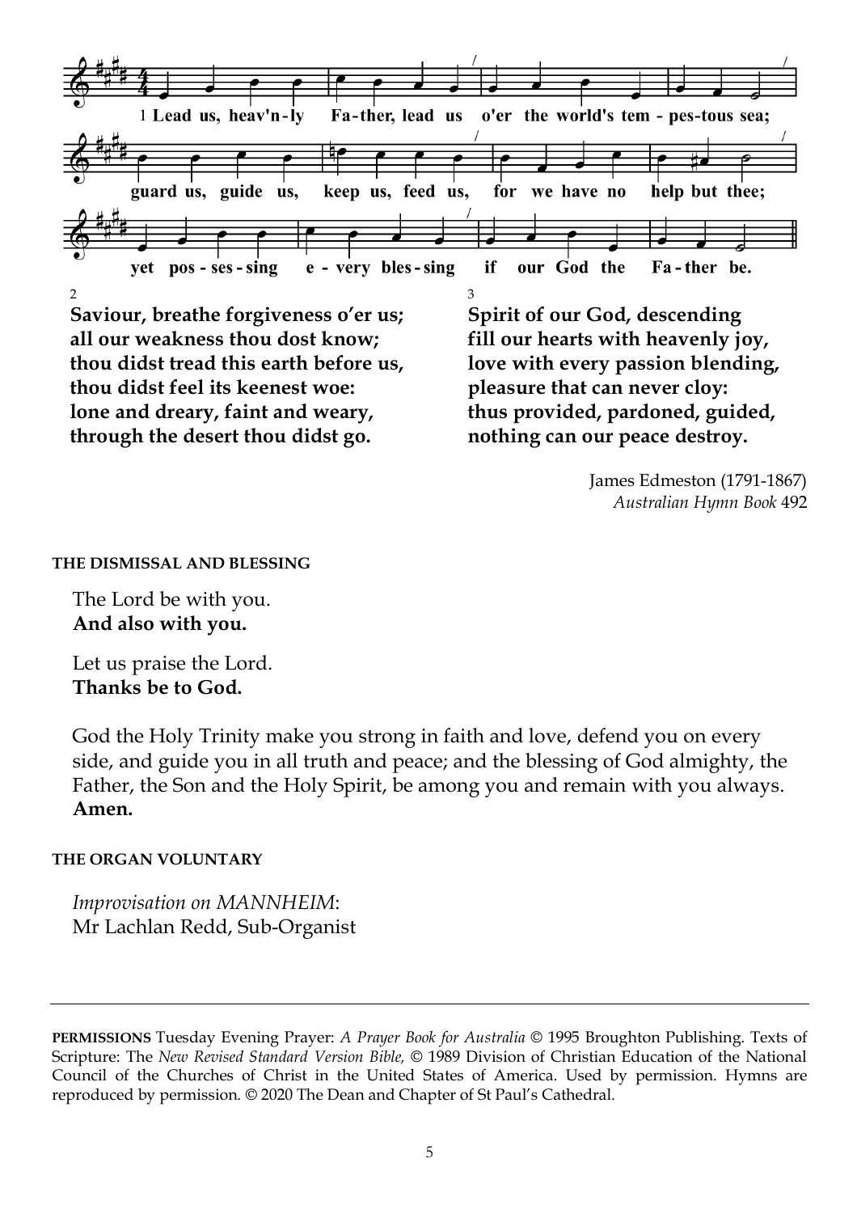1 Lead us, heav'n-ly Fa-ther, lead us o'er the world's tem-pes-tous sea;
guard us, guide us, keep us, feed us, for we have no help but thee;
yet pos-ses-sing e-very bles-sing if our God the Fa-ther be.

2
**Saviour, breathe forgiveness o'er us;**
**all our weakness thou dost know;**
**thou didst tread this earth before us,**
**thou didst feel its keenest woe:**
**lone and dreary, faint and weary,**
**through the desert thou didst go.**

3
**Spirit of our God, descending**
**fill our hearts with heavenly joy,**
**love with every passion blending,**
**pleasure that can never cloy:**
**thus provided, pardoned, guided,**
**nothing can our peace destroy.**

James Edmeston (1791-1867)
*Australian Hymn Book* 492

#### THE DISMISSAL AND BLESSING

The Lord be with you.
**And also with you.**

Let us praise the Lord.
**Thanks be to God.**

God the Holy Trinity make you strong in faith and love, defend you on every side, and guide you in all truth and peace; and the blessing of God almighty, the Father, the Son and the Holy Spirit, be among you and remain with you always.
**Amen.**

#### THE ORGAN VOLUNTARY

*Improvisation on MANNHEIM*:
Mr Lachlan Redd, Sub-Organist

---

**PERMISSIONS** Tuesday Evening Prayer: *A Prayer Book for Australia* © 1995 Broughton Publishing. Texts of Scripture: The *New Revised Standard Version Bible,* © 1989 Division of Christian Education of the National Council of the Churches of Christ in the United States of America. Used by permission. Hymns are reproduced by permission. © 2020 The Dean and Chapter of St Paul's Cathedral.